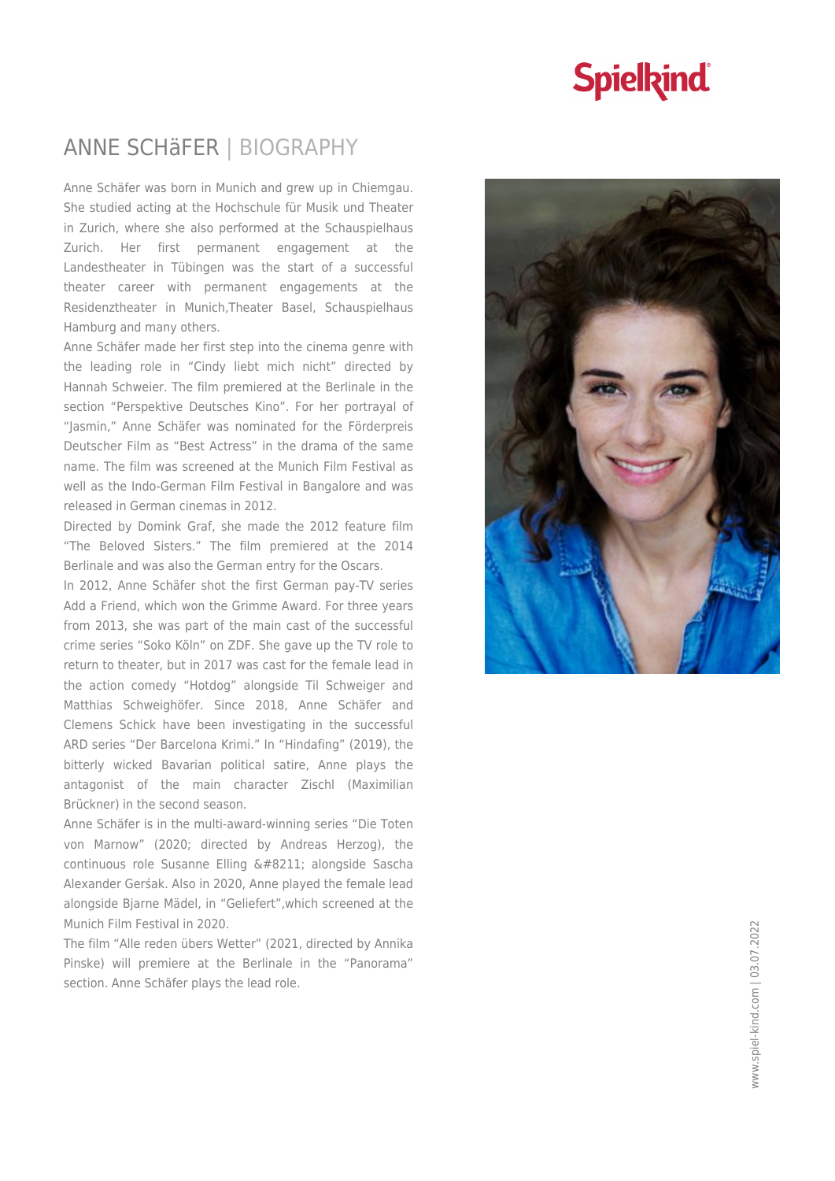# ANNE SCHäFER | BIOGRAPHY

Anne Schäfer was born in Munich and grew up in Chiemgau. She studied acting at the Hochschule für Musik und Theater in Zurich, where she also performed at the Schauspielhaus Zurich. Her first permanent engagement at the Landestheater in Tübingen was the start of a successful theater career with permanent engagements at the Residenztheater in Munich,Theater Basel, Schauspielhaus Hamburg and many others.

Anne Schäfer made her first step into the cinema genre with the leading role in "Cindy liebt mich nicht" directed by Hannah Schweier. The film premiered at the Berlinale in the section "Perspektive Deutsches Kino". For her portrayal of "Jasmin," Anne Schäfer was nominated for the Förderpreis Deutscher Film as "Best Actress" in the drama of the same name. The film was screened at the Munich Film Festival as well as the Indo-German Film Festival in Bangalore and was released in German cinemas in 2012.

Directed by Domink Graf, she made the 2012 feature film "The Beloved Sisters." The film premiered at the 2014 Berlinale and was also the German entry for the Oscars.

In 2012, Anne Schäfer shot the first German pay-TV series Add a Friend, which won the Grimme Award. For three years from 2013, she was part of the main cast of the successful crime series "Soko Köln" on ZDF. She gave up the TV role to return to theater, but in 2017 was cast for the female lead in the action comedy "Hotdog" alongside Til Schweiger and Matthias Schweighöfer. Since 2018, Anne Schäfer and Clemens Schick have been investigating in the successful ARD series "Der Barcelona Krimi." In "Hindafing" (2019), the bitterly wicked Bavarian political satire, Anne plays the antagonist of the main character Zischl (Maximilian Brückner) in the second season.

Anne Schäfer is in the multi-award-winning series "Die Toten von Marnow" (2020; directed by Andreas Herzog), the continuous role Susanne Elling &#8211; alongside Sascha Alexander Geršak. Also in 2020, Anne played the female lead alongside Bjarne Mädel, in "Geliefert",which screened at the Munich Film Festival in 2020.

The film "Alle reden übers Wetter" (2021, directed by Annika Pinske) will premiere at the Berlinale in the "Panorama" section. Anne Schäfer plays the lead role.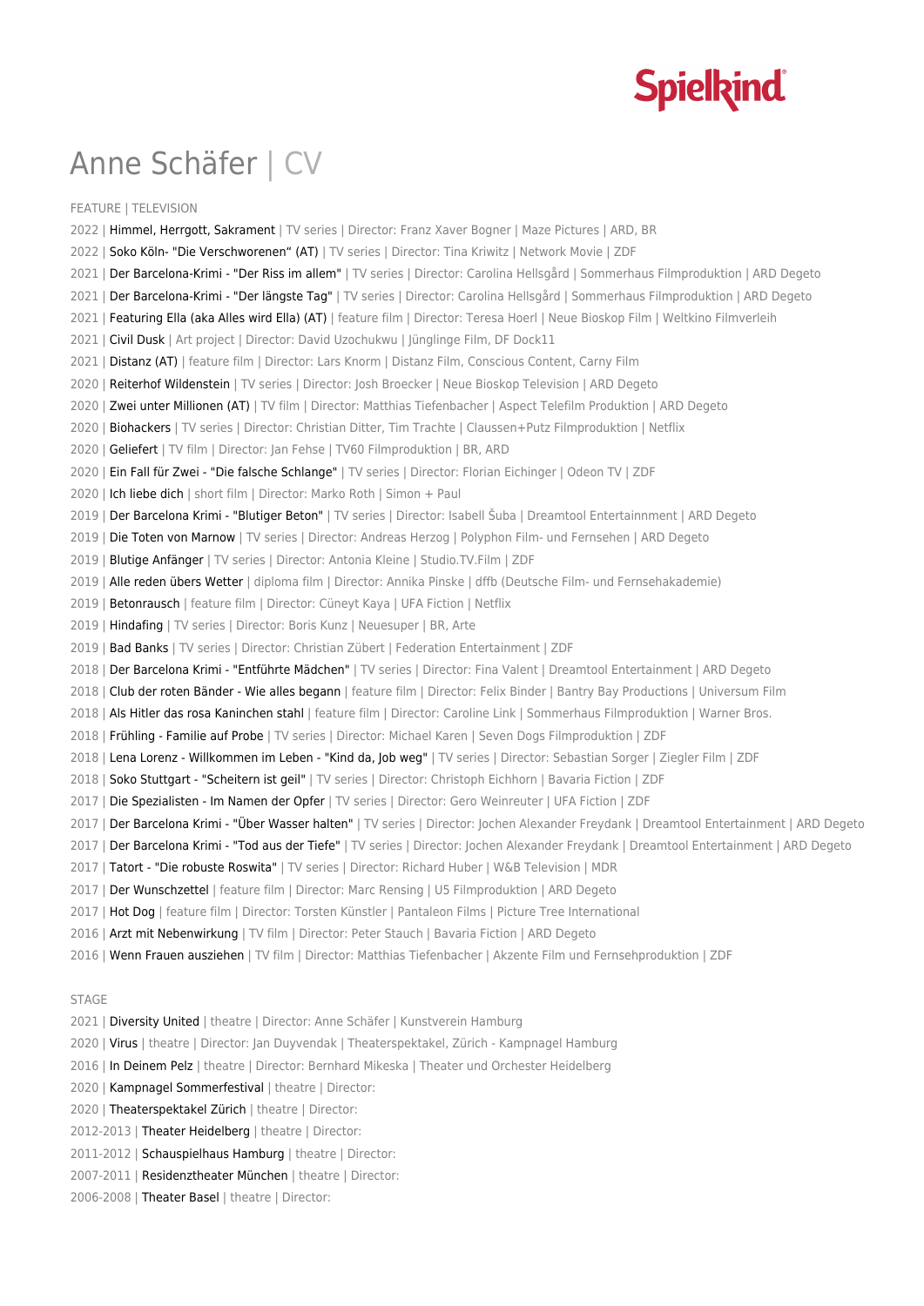# Anne Schäfer | CV

FEATURE | TELEVISION

2022 | Himmel, Herrgott, Sakrament | TV series | Director: Franz Xaver Bogner | Maze Pictures | ARD, BR
2022 | Soko Köln- "Die Verschworenen" (AT) | TV series | Director: Tina Kriwitz | Network Movie | ZDF
2021 | Der Barcelona-Krimi - "Der Riss im allem" | TV series | Director: Carolina Hellsgård | Sommerhaus Filmproduktion | ARD Degeto
2021 | Der Barcelona-Krimi - "Der längste Tag" | TV series | Director: Carolina Hellsgård | Sommerhaus Filmproduktion | ARD Degeto
2021 | Featuring Ella (aka Alles wird Ella) (AT) | feature film | Director: Teresa Hoerl | Neue Bioskop Film | Weltkino Filmverleih
2021 | Civil Dusk | Art project | Director: David Uzochukwu | Jünglinge Film, DF Dock11
2021 | Distanz (AT) | feature film | Director: Lars Knorm | Distanz Film, Conscious Content, Carny Film
2020 | Reiterhof Wildenstein | TV series | Director: Josh Broecker | Neue Bioskop Television | ARD Degeto
2020 | Zwei unter Millionen (AT) | TV film | Director: Matthias Tiefenbacher | Aspect Telefilm Produktion | ARD Degeto
2020 | Biohackers | TV series | Director: Christian Ditter, Tim Trachte | Claussen+Putz Filmproduktion | Netflix
2020 | Geliefert | TV film | Director: Jan Fehse | TV60 Filmproduktion | BR, ARD
2020 | Ein Fall für Zwei - "Die falsche Schlange" | TV series | Director: Florian Eichinger | Odeon TV | ZDF
2020 | Ich liebe dich | short film | Director: Marko Roth | Simon + Paul
2019 | Der Barcelona Krimi - "Blutiger Beton" | TV series | Director: Isabell Šuba | Dreamtool Entertainnment | ARD Degeto
2019 | Die Toten von Marnow | TV series | Director: Andreas Herzog | Polyphon Film- und Fernsehen | ARD Degeto
2019 | Blutige Anfänger | TV series | Director: Antonia Kleine | Studio.TV.Film | ZDF
2019 | Alle reden übers Wetter | diploma film | Director: Annika Pinske | dffb (Deutsche Film- und Fernsehakademie)
2019 | Betonrausch | feature film | Director: Cüneyt Kaya | UFA Fiction | Netflix
2019 | Hindafing | TV series | Director: Boris Kunz | Neuesuper | BR, Arte
2019 | Bad Banks | TV series | Director: Christian Zübert | Federation Entertainment | ZDF
2018 | Der Barcelona Krimi - "Entführte Mädchen" | TV series | Director: Fina Valent | Dreamtool Entertainment | ARD Degeto
2018 | Club der roten Bänder - Wie alles begann | feature film | Director: Felix Binder | Bantry Bay Productions | Universum Film
2018 | Als Hitler das rosa Kaninchen stahl | feature film | Director: Caroline Link | Sommerhaus Filmproduktion | Warner Bros.
2018 | Frühling - Familie auf Probe | TV series | Director: Michael Karen | Seven Dogs Filmproduktion | ZDF
2018 | Lena Lorenz - Willkommen im Leben - "Kind da, Job weg" | TV series | Director: Sebastian Sorger | Ziegler Film | ZDF
2018 | Soko Stuttgart - "Scheitern ist geil" | TV series | Director: Christoph Eichhorn | Bavaria Fiction | ZDF
2017 | Die Spezialisten - Im Namen der Opfer | TV series | Director: Gero Weinreuter | UFA Fiction | ZDF
2017 | Der Barcelona Krimi - "Über Wasser halten" | TV series | Director: Jochen Alexander Freydank | Dreamtool Entertainment | ARD Degeto
2017 | Der Barcelona Krimi - "Tod aus der Tiefe" | TV series | Director: Jochen Alexander Freydank | Dreamtool Entertainment | ARD Degeto
2017 | Tatort - "Die robuste Roswita" | TV series | Director: Richard Huber | W&B Television | MDR
2017 | Der Wunschzettel | feature film | Director: Marc Rensing | U5 Filmproduktion | ARD Degeto
2017 | Hot Dog | feature film | Director: Torsten Künstler | Pantaleon Films | Picture Tree International
2016 | Arzt mit Nebenwirkung | TV film | Director: Peter Stauch | Bavaria Fiction | ARD Degeto
2016 | Wenn Frauen ausziehen | TV film | Director: Matthias Tiefenbacher | Akzente Film und Fernsehproduktion | ZDF

STAGE

2021 | Diversity United | theatre | Director: Anne Schäfer | Kunstverein Hamburg
2020 | Virus | theatre | Director: Jan Duyvendak | Theaterspektakel, Zürich - Kampnagel Hamburg
2016 | In Deinem Pelz | theatre | Director: Bernhard Mikeska | Theater und Orchester Heidelberg
2020 | Kampnagel Sommerfestival | theatre | Director:
2020 | Theaterspektakel Zürich | theatre | Director:
2012-2013 | Theater Heidelberg | theatre | Director:
2011-2012 | Schauspielhaus Hamburg | theatre | Director:
2007-2011 | Residenztheater München | theatre | Director:
2006-2008 | Theater Basel | theatre | Director: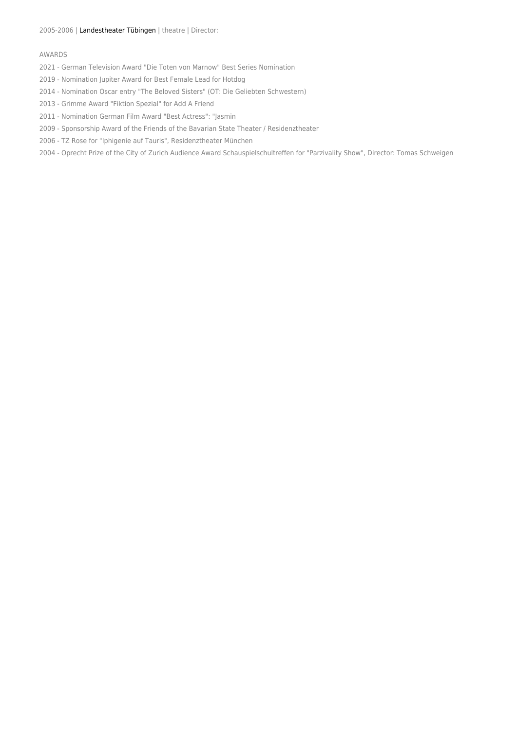2005-2006 | Landestheater Tübingen | theatre | Director:

AWARDS

2021 - German Television Award "Die Toten von Marnow" Best Series Nomination

2019 - Nomination Jupiter Award for Best Female Lead for Hotdog

2014 - Nomination Oscar entry "The Beloved Sisters" (OT: Die Geliebten Schwestern)

2013 - Grimme Award "Fiktion Spezial" for Add A Friend

2011 - Nomination German Film Award "Best Actress": "Jasmin

2009 - Sponsorship Award of the Friends of the Bavarian State Theater / Residenztheater

2006 - TZ Rose for "Iphigenie auf Tauris", Residenztheater München

2004 - Oprecht Prize of the City of Zurich Audience Award Schauspielschultreffen for "Parzivality Show", Director: Tomas Schweigen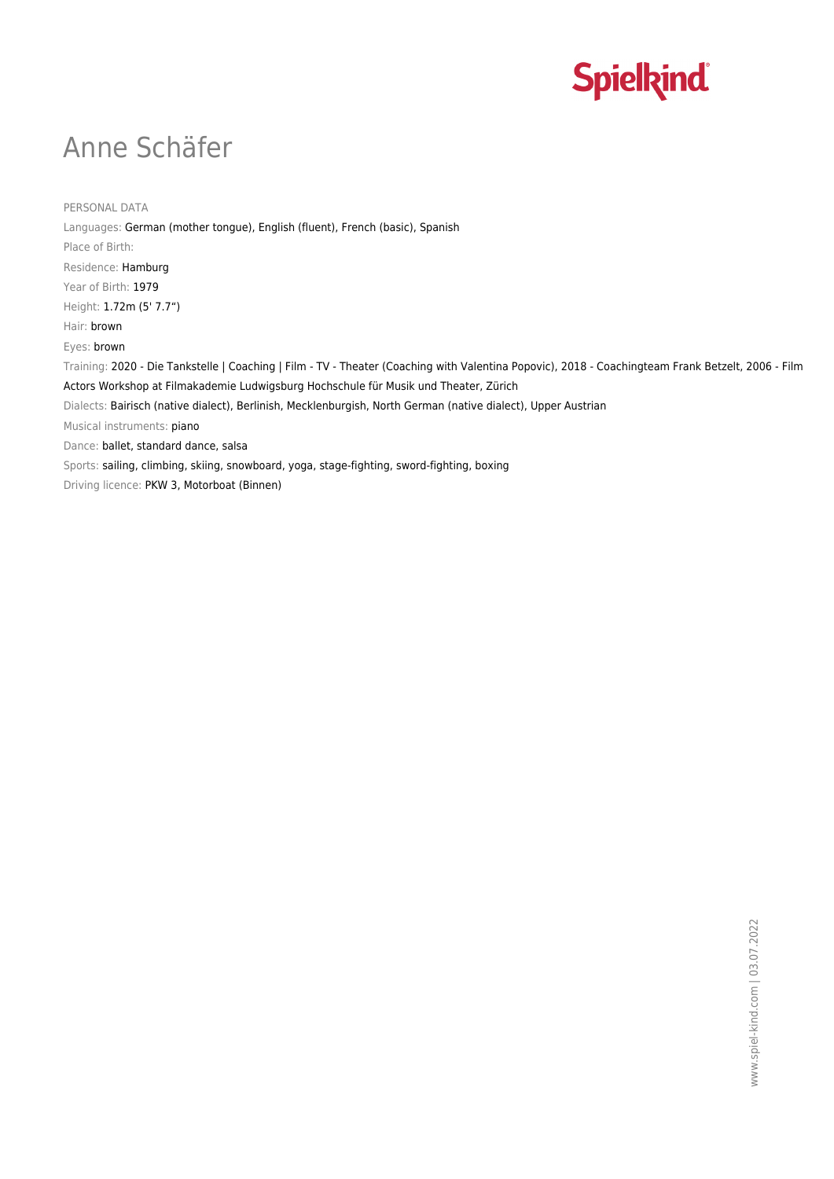Spielkind

# Anne Schäfer

PERSONAL DATA

Languages: German (mother tongue), English (fluent), French (basic), Spanish

Place of Birth:

Residence: Hamburg

Year of Birth: 1979

Height: 1.72m (5' 7.7")

Hair: brown

Eyes: brown

Training: 2020 - Die Tankstelle | Coaching | Film - TV - Theater (Coaching with Valentina Popovic), 2018 - Coachingteam Frank Betzelt, 2006 - Film Actors Workshop at Filmakademie Ludwigsburg Hochschule für Musik und Theater, Zürich

Dialects: Bairisch (native dialect), Berlinish, Mecklenburgish, North German (native dialect), Upper Austrian

Musical instruments: piano

Dance: ballet, standard dance, salsa

Sports: sailing, climbing, skiing, snowboard, yoga, stage-fighting, sword-fighting, boxing

Driving licence: PKW 3, Motorboat (Binnen)

www.spiel-kind.com | 03.07.2022